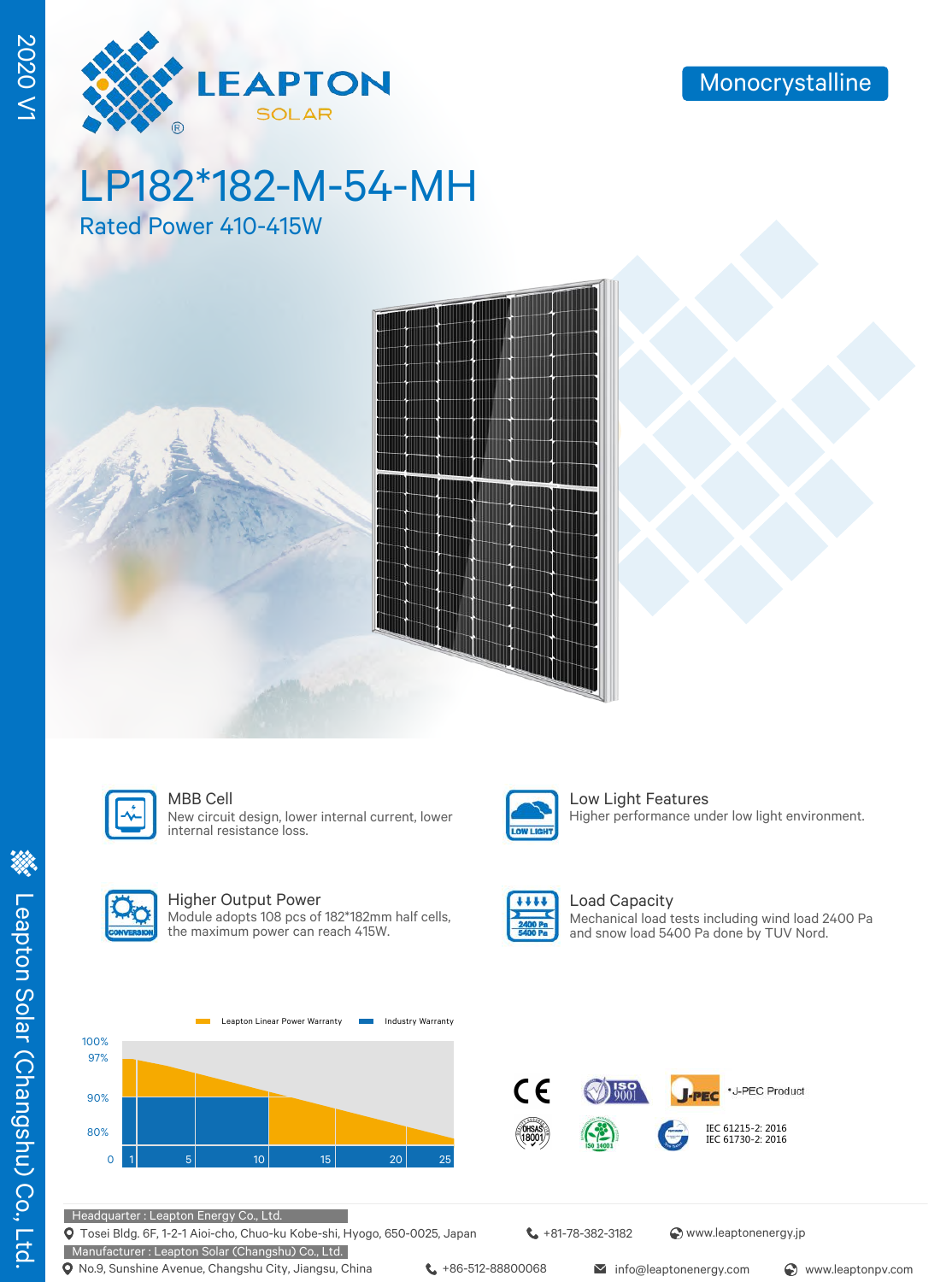LEAPTON SOLAR

Monocrystalline

# LP182*182-M-54-MH

## Rated Power 410-415W

### MBB Cell
New circuit design, lower internal current, lower internal resistance loss.

### Low Light Features
Higher performance under low light environment.

### Higher Output Power
Module adopts 108 pcs of 182*182mm half cells, the maximum power can reach 415W.

### Load Capacity
Mechanical load tests including wind load 2400 Pa and snow load 5400 Pa done by TUV Nord.

Leapton Linear Power Warranty | Industry Warranty

100% 97% 90% 80% 0

1 5 10 15 20 25

*J-PEC Product

IEC 61215-2: 2016
IEC 61730-2: 2016

Headquarter : Leapton Energy Co., Ltd.
Tosei Bldg. 6F, 1-2-1 Aioi-cho, Chuo-ku Kobe-shi, Hyogo, 650-0025, Japan | +81-78-382-3182 | www.leaptonenergy.jp

Manufacturer : Leapton Solar (Changshu) Co., Ltd.
No.9, Sunshine Avenue, Changshu City, Jiangsu, China | +86-512-88800068 | info@leaptonenergy.com | www.leaptonpv.com

2020 V1

Leapton Solar (Changshu) Co., Ltd.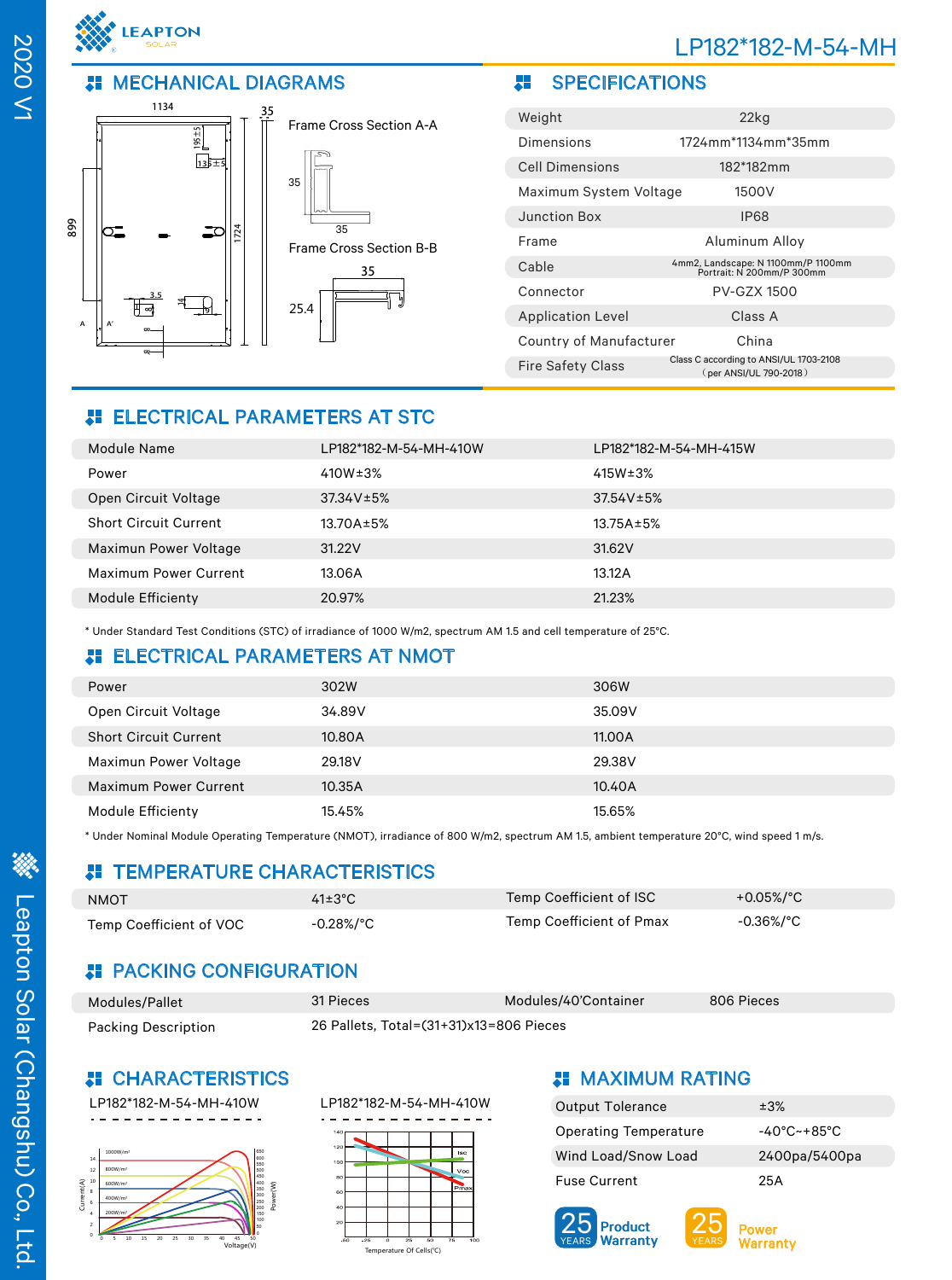# LP182*182-M-54-MH

## MECHANICAL DIAGRAMS

1134
35
195±5
135±5
899
1724
3.5
14
9
A
A'

Frame Cross Section A-A

35
35

Frame Cross Section B-B

35
25.4

## SPECIFICATIONS

| | |
|---|---|
| Weight | 22kg |
| Dimensions | 1724mm*1134mm*35mm |
| Cell Dimensions | 182*182mm |
| Maximum System Voltage | 1500V |
| Junction Box | IP68 |
| Frame | Aluminum Alloy |
| Cable | 4mm2, Landscape: N 1100mm/P 1100mm Portrait: N 200mm/P 300mm |
| Connector | PV-GZX 1500 |
| Application Level | Class A |
| Country of Manufacturer | China |
| Fire Safety Class | Class C according to ANSI/UL 1703-2108 (per ANSI/UL 790-2018) |

## ELECTRICAL PARAMETERS AT STC

| | | |
|---|---|---|
| Module Name | LP182*182-M-54-MH-410W | LP182*182-M-54-MH-415W |
| Power | 410W±3% | 415W±3% |
| Open Circuit Voltage | 37.34V±5% | 37.54V±5% |
| Short Circuit Current | 13.70A±5% | 13.75A±5% |
| Maximun Power Voltage | 31.22V | 31.62V |
| Maximum Power Current | 13.06A | 13.12A |
| Module Efficiency | 20.97% | 21.23% |

* Under Standard Test Conditions (STC) of irradiance of 1000 W/m2, spectrum AM 1.5 and cell temperature of 25°C.

## ELECTRICAL PARAMETERS AT NMOT

| | | |
|---|---|---|
| Power | 302W | 306W |
| Open Circuit Voltage | 34.89V | 35.09V |
| Short Circuit Current | 10.80A | 11.00A |
| Maximun Power Voltage | 29.18V | 29.38V |
| Maximum Power Current | 10.35A | 10.40A |
| Module Efficiency | 15.45% | 15.65% |

* Under Nominal Module Operating Temperature (NMOT), irradiance of 800 W/m2, spectrum AM 1.5, ambient temperature 20°C, wind speed 1 m/s.

## TEMPERATURE CHARACTERISTICS

| | | | |
|---|---|---|---|
| NMOT | 41±3°C | Temp Coefficient of ISC | +0.05%/°C |
| Temp Coefficient of VOC | -0.28%/°C | Temp Coefficient of Pmax | -0.36%/°C |

## PACKING CONFIGURATION

| | | | |
|---|---|---|---|
| Modules/Pallet | 31 Pieces | Modules/40'Container | 806 Pieces |
| Packing Description | 26 Pallets, Total=(31+31)x13=806 Pieces | | |

## CHARACTERISTICS

LP182*182-M-54-MH-410W

1000W/m²
800W/m²
600W/m²
400W/m²
200W/m²
Current(A)
Power(W)
Voltage(V)

LP182*182-M-54-MH-410W

Isc
Voc
Pmax
Temperature Of Cells(°C)

## MAXIMUM RATING

| | |
|---|---|
| Output Tolerance | ±3% |
| Operating Temperature | -40°C~+85°C |
| Wind Load/Snow Load | 2400pa/5400pa |
| Fuse Current | 25A |

25 YEARS Product Warranty

25 YEARS Power Warranty